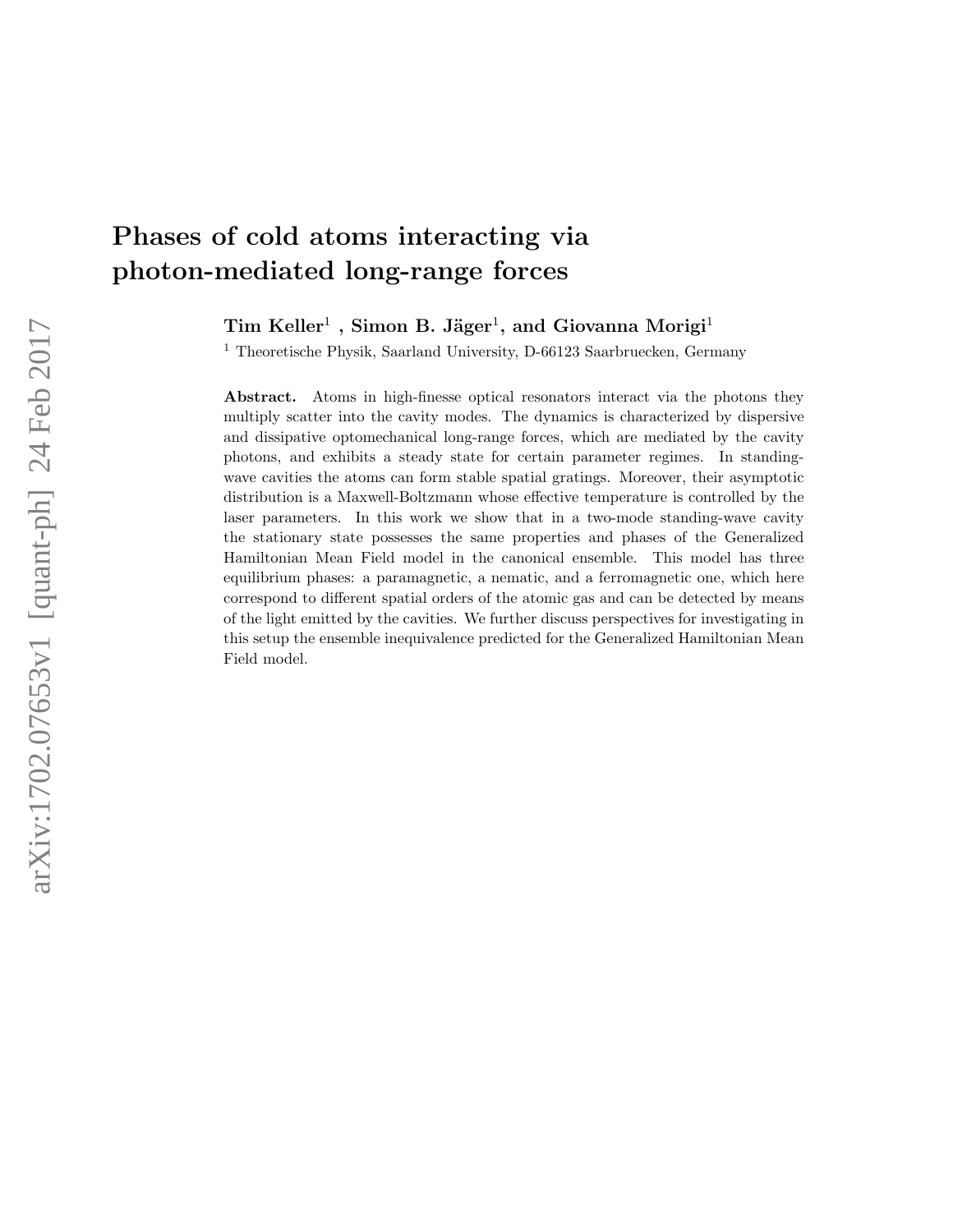# Phases of cold atoms interacting via photon-mediated long-range forces

**Tim Keller[1], Simon B. Jäger[1], and Giovanna Morigi[1]**

[1] Theoretische Physik, Saarland University, D-66123 Saarbruecken, Germany

**Abstract.** Atoms in high-finesse optical resonators interact via the photons they multiply scatter into the cavity modes. The dynamics is characterized by dispersive and dissipative optomechanical long-range forces, which are mediated by the cavity photons, and exhibits a steady state for certain parameter regimes. In standing-wave cavities the atoms can form stable spatial gratings. Moreover, their asymptotic distribution is a Maxwell-Boltzmann whose effective temperature is controlled by the laser parameters. In this work we show that in a two-mode standing-wave cavity the stationary state possesses the same properties and phases of the Generalized Hamiltonian Mean Field model in the canonical ensemble. This model has three equilibrium phases: a paramagnetic, a nematic, and a ferromagnetic one, which here correspond to different spatial orders of the atomic gas and can be detected by means of the light emitted by the cavities. We further discuss perspectives for investigating in this setup the ensemble inequivalence predicted for the Generalized Hamiltonian Mean Field model.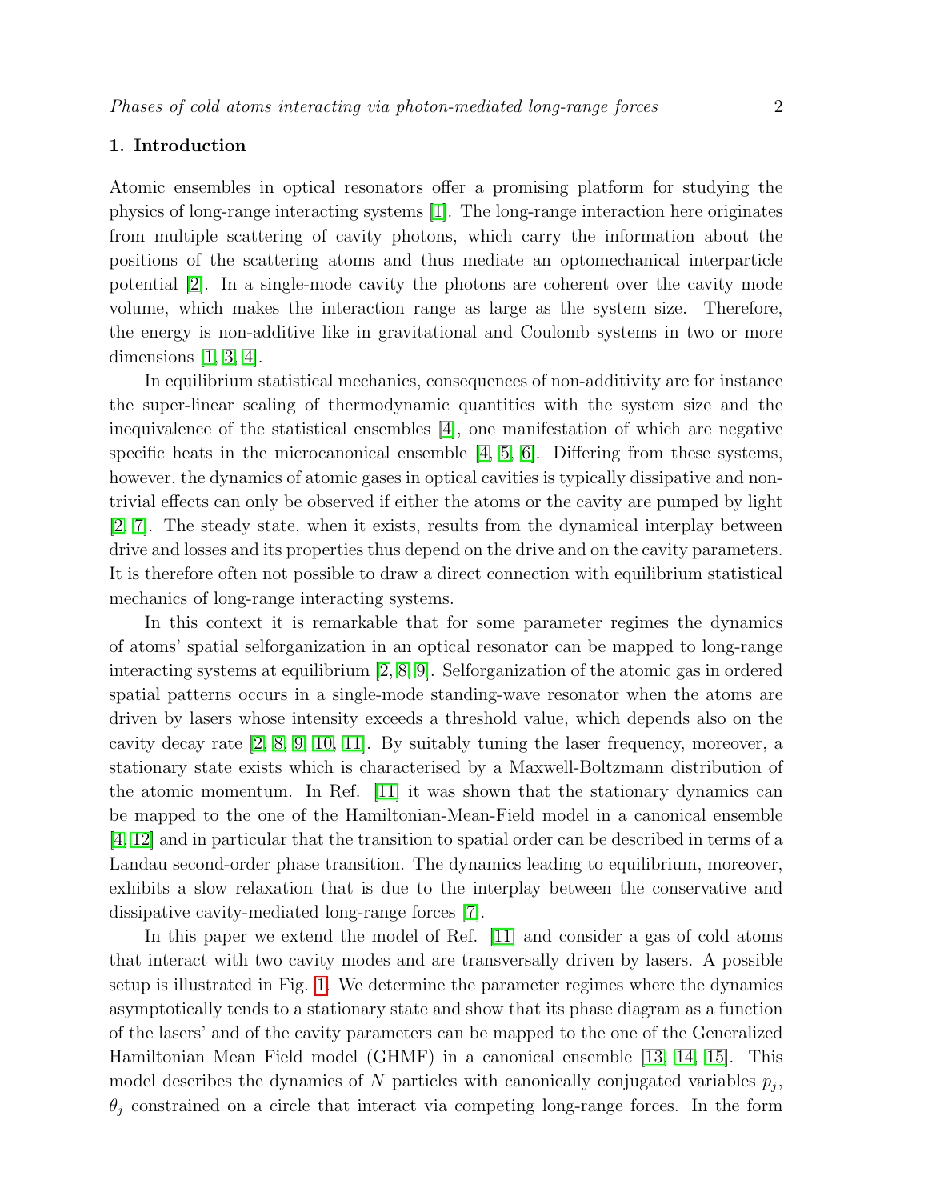## 1. Introduction

Atomic ensembles in optical resonators offer a promising platform for studying the physics of long-range interacting systems [1]. The long-range interaction here originates from multiple scattering of cavity photons, which carry the information about the positions of the scattering atoms and thus mediate an optomechanical interparticle potential [2]. In a single-mode cavity the photons are coherent over the cavity mode volume, which makes the interaction range as large as the system size. Therefore, the energy is non-additive like in gravitational and Coulomb systems in two or more dimensions [1, 3, 4].

In equilibrium statistical mechanics, consequences of non-additivity are for instance the super-linear scaling of thermodynamic quantities with the system size and the inequivalence of the statistical ensembles [4], one manifestation of which are negative specific heats in the microcanonical ensemble [4, 5, 6]. Differing from these systems, however, the dynamics of atomic gases in optical cavities is typically dissipative and non-trivial effects can only be observed if either the atoms or the cavity are pumped by light [2, 7]. The steady state, when it exists, results from the dynamical interplay between drive and losses and its properties thus depend on the drive and on the cavity parameters. It is therefore often not possible to draw a direct connection with equilibrium statistical mechanics of long-range interacting systems.

In this context it is remarkable that for some parameter regimes the dynamics of atoms' spatial selforganization in an optical resonator can be mapped to long-range interacting systems at equilibrium [2, 8, 9]. Selforganization of the atomic gas in ordered spatial patterns occurs in a single-mode standing-wave resonator when the atoms are driven by lasers whose intensity exceeds a threshold value, which depends also on the cavity decay rate [2, 8, 9, 10, 11]. By suitably tuning the laser frequency, moreover, a stationary state exists which is characterised by a Maxwell-Boltzmann distribution of the atomic momentum. In Ref. [11] it was shown that the stationary dynamics can be mapped to the one of the Hamiltonian-Mean-Field model in a canonical ensemble [4, 12] and in particular that the transition to spatial order can be described in terms of a Landau second-order phase transition. The dynamics leading to equilibrium, moreover, exhibits a slow relaxation that is due to the interplay between the conservative and dissipative cavity-mediated long-range forces [7].

In this paper we extend the model of Ref. [11] and consider a gas of cold atoms that interact with two cavity modes and are transversally driven by lasers. A possible setup is illustrated in Fig. 1. We determine the parameter regimes where the dynamics asymptotically tends to a stationary state and show that its phase diagram as a function of the lasers' and of the cavity parameters can be mapped to the one of the Generalized Hamiltonian Mean Field model (GHMF) in a canonical ensemble [13, 14, 15]. This model describes the dynamics of $N$ particles with canonically conjugated variables $p_j$, $\theta_j$ constrained on a circle that interact via competing long-range forces. In the form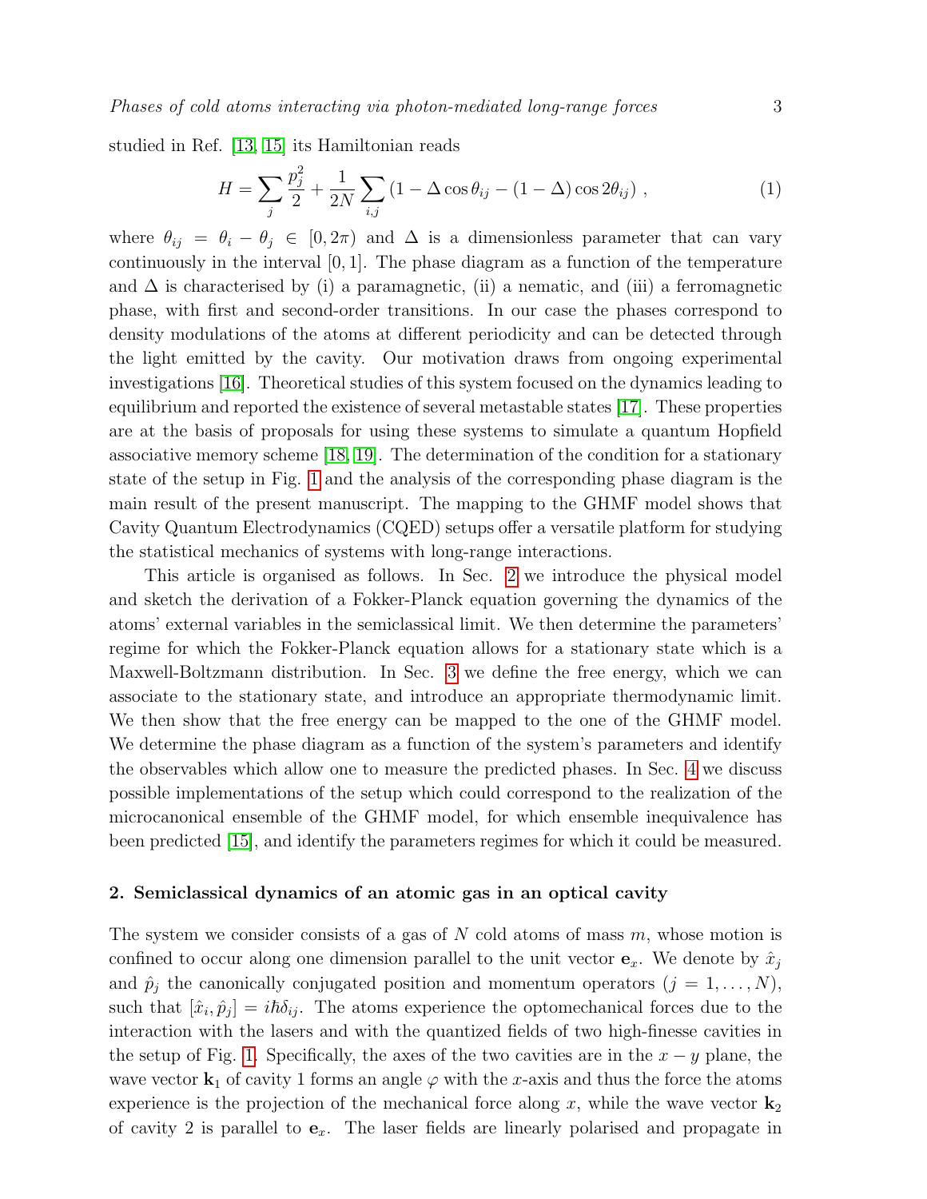studied in Ref. [13, 15] its Hamiltonian reads

$$H = \sum_j \frac{p_j^2}{2} + \frac{1}{2N}\sum_{i,j}\left(1 - \Delta\cos\theta_{ij} - (1-\Delta)\cos 2\theta_{ij}\right), \tag{1}$$

where $\theta_{ij} = \theta_i - \theta_j \in [0, 2\pi)$ and $\Delta$ is a dimensionless parameter that can vary continuously in the interval $[0, 1]$. The phase diagram as a function of the temperature and $\Delta$ is characterised by (i) a paramagnetic, (ii) a nematic, and (iii) a ferromagnetic phase, with first and second-order transitions. In our case the phases correspond to density modulations of the atoms at different periodicity and can be detected through the light emitted by the cavity. Our motivation draws from ongoing experimental investigations [16]. Theoretical studies of this system focused on the dynamics leading to equilibrium and reported the existence of several metastable states [17]. These properties are at the basis of proposals for using these systems to simulate a quantum Hopfield associative memory scheme [18, 19]. The determination of the condition for a stationary state of the setup in Fig. 1 and the analysis of the corresponding phase diagram is the main result of the present manuscript. The mapping to the GHMF model shows that Cavity Quantum Electrodynamics (CQED) setups offer a versatile platform for studying the statistical mechanics of systems with long-range interactions.

This article is organised as follows. In Sec. 2 we introduce the physical model and sketch the derivation of a Fokker-Planck equation governing the dynamics of the atoms' external variables in the semiclassical limit. We then determine the parameters' regime for which the Fokker-Planck equation allows for a stationary state which is a Maxwell-Boltzmann distribution. In Sec. 3 we define the free energy, which we can associate to the stationary state, and introduce an appropriate thermodynamic limit. We then show that the free energy can be mapped to the one of the GHMF model. We determine the phase diagram as a function of the system's parameters and identify the observables which allow one to measure the predicted phases. In Sec. 4 we discuss possible implementations of the setup which could correspond to the realization of the microcanonical ensemble of the GHMF model, for which ensemble inequivalence has been predicted [15], and identify the parameters regimes for which it could be measured.

## 2. Semiclassical dynamics of an atomic gas in an optical cavity

The system we consider consists of a gas of $N$ cold atoms of mass $m$, whose motion is confined to occur along one dimension parallel to the unit vector $\mathbf{e}_x$. We denote by $\hat{x}_j$ and $\hat{p}_j$ the canonically conjugated position and momentum operators ($j = 1, \ldots, N$), such that $[\hat{x}_i, \hat{p}_j] = i\hbar\delta_{ij}$. The atoms experience the optomechanical forces due to the interaction with the lasers and with the quantized fields of two high-finesse cavities in the setup of Fig. 1. Specifically, the axes of the two cavities are in the $x-y$ plane, the wave vector $\mathbf{k}_1$ of cavity 1 forms an angle $\varphi$ with the $x$-axis and thus the force the atoms experience is the projection of the mechanical force along $x$, while the wave vector $\mathbf{k}_2$ of cavity 2 is parallel to $\mathbf{e}_x$. The laser fields are linearly polarised and propagate in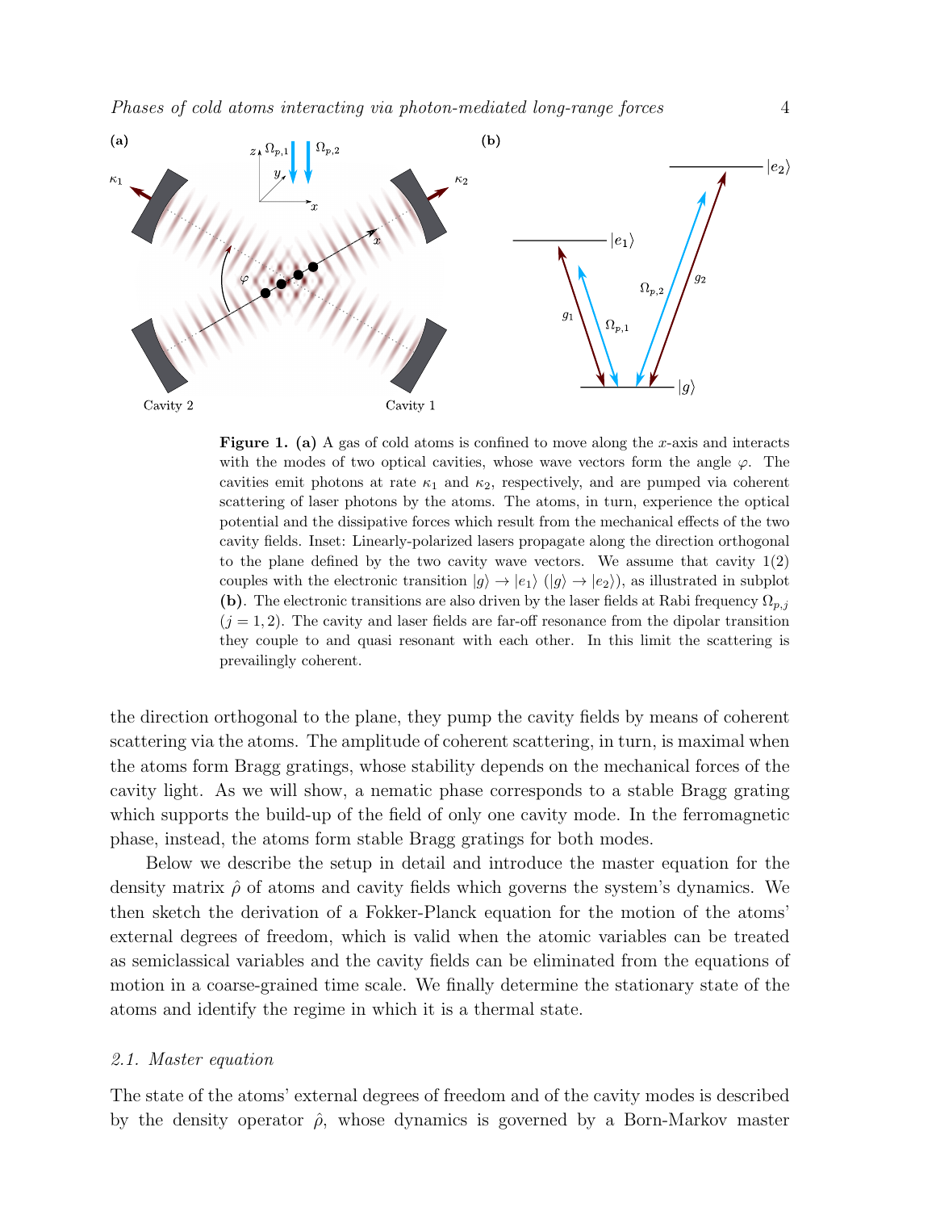**Figure 1. (a)** A gas of cold atoms is confined to move along the $x$-axis and interacts with the modes of two optical cavities, whose wave vectors form the angle $\varphi$. The cavities emit photons at rate $\kappa_1$ and $\kappa_2$, respectively, and are pumped via coherent scattering of laser photons by the atoms. The atoms, in turn, experience the optical potential and the dissipative forces which result from the mechanical effects of the two cavity fields. Inset: Linearly-polarized lasers propagate along the direction orthogonal to the plane defined by the two cavity wave vectors. We assume that cavity 1(2) couples with the electronic transition $|g\rangle \to |e_1\rangle$ ($|g\rangle \to |e_2\rangle$), as illustrated in subplot **(b)**. The electronic transitions are also driven by the laser fields at Rabi frequency $\Omega_{p,j}$ ($j = 1, 2$). The cavity and laser fields are far-off resonance from the dipolar transition they couple to and quasi resonant with each other. In this limit the scattering is prevailingly coherent.

the direction orthogonal to the plane, they pump the cavity fields by means of coherent scattering via the atoms. The amplitude of coherent scattering, in turn, is maximal when the atoms form Bragg gratings, whose stability depends on the mechanical forces of the cavity light. As we will show, a nematic phase corresponds to a stable Bragg grating which supports the build-up of the field of only one cavity mode. In the ferromagnetic phase, instead, the atoms form stable Bragg gratings for both modes.

Below we describe the setup in detail and introduce the master equation for the density matrix $\hat{\rho}$ of atoms and cavity fields which governs the system's dynamics. We then sketch the derivation of a Fokker-Planck equation for the motion of the atoms' external degrees of freedom, which is valid when the atomic variables can be treated as semiclassical variables and the cavity fields can be eliminated from the equations of motion in a coarse-grained time scale. We finally determine the stationary state of the atoms and identify the regime in which it is a thermal state.

### *2.1. Master equation*

The state of the atoms' external degrees of freedom and of the cavity modes is described by the density operator $\hat{\rho}$, whose dynamics is governed by a Born-Markov master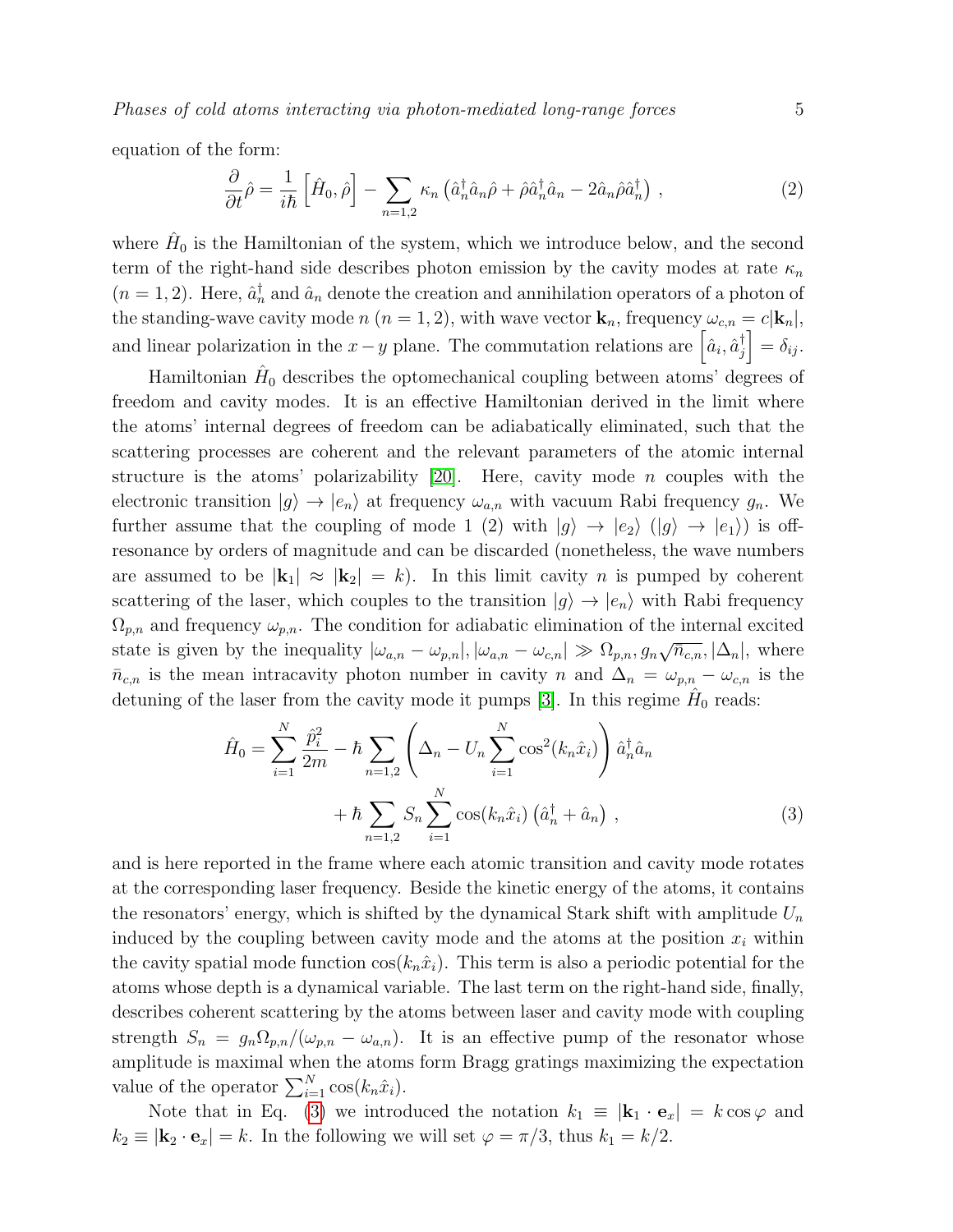equation of the form:

$$
\frac{\partial}{\partial t}\hat{\rho} = \frac{1}{i\hbar}\left[\hat{H}_0, \hat{\rho}\right] - \sum_{n=1,2} \kappa_n \left(\hat{a}_n^\dagger \hat{a}_n \hat{\rho} + \hat{\rho}\hat{a}_n^\dagger \hat{a}_n - 2\hat{a}_n \hat{\rho}\hat{a}_n^\dagger\right) , \tag{2}
$$

where $\hat{H}_0$ is the Hamiltonian of the system, which we introduce below, and the second term of the right-hand side describes photon emission by the cavity modes at rate $\kappa_n$ ($n = 1, 2$). Here, $\hat{a}_n^\dagger$ and $\hat{a}_n$ denote the creation and annihilation operators of a photon of the standing-wave cavity mode $n$ ($n = 1, 2$), with wave vector $\mathbf{k}_n$, frequency $\omega_{c,n} = c|\mathbf{k}_n|$, and linear polarization in the $x-y$ plane. The commutation relations are $\left[\hat{a}_i, \hat{a}_j^\dagger\right] = \delta_{ij}$.

Hamiltonian $\hat{H}_0$ describes the optomechanical coupling between atoms' degrees of freedom and cavity modes. It is an effective Hamiltonian derived in the limit where the atoms' internal degrees of freedom can be adiabatically eliminated, such that the scattering processes are coherent and the relevant parameters of the atomic internal structure is the atoms' polarizability [20]. Here, cavity mode $n$ couples with the electronic transition $|g\rangle \to |e_n\rangle$ at frequency $\omega_{a,n}$ with vacuum Rabi frequency $g_n$. We further assume that the coupling of mode 1 (2) with $|g\rangle \to |e_2\rangle$ ($|g\rangle \to |e_1\rangle$) is off-resonance by orders of magnitude and can be discarded (nonetheless, the wave numbers are assumed to be $|\mathbf{k}_1| \approx |\mathbf{k}_2| = k$). In this limit cavity $n$ is pumped by coherent scattering of the laser, which couples to the transition $|g\rangle \to |e_n\rangle$ with Rabi frequency $\Omega_{p,n}$ and frequency $\omega_{p,n}$. The condition for adiabatic elimination of the internal excited state is given by the inequality $|\omega_{a,n} - \omega_{p,n}|, |\omega_{a,n} - \omega_{c,n}| \gg \Omega_{p,n}, g_n\sqrt{\bar{n}_{c,n}}, |\Delta_n|$, where $\bar{n}_{c,n}$ is the mean intracavity photon number in cavity $n$ and $\Delta_n = \omega_{p,n} - \omega_{c,n}$ is the detuning of the laser from the cavity mode it pumps [3]. In this regime $\hat{H}_0$ reads:

$$
\begin{aligned}
\hat{H}_0 = \sum_{i=1}^{N} \frac{\hat{p}_i^2}{2m} - \hbar \sum_{n=1,2} \left(\Delta_n - U_n \sum_{i=1}^{N} \cos^2(k_n \hat{x}_i)\right) \hat{a}_n^\dagger \hat{a}_n \\
+ \hbar \sum_{n=1,2} S_n \sum_{i=1}^{N} \cos(k_n \hat{x}_i) \left(\hat{a}_n^\dagger + \hat{a}_n\right) ,
\end{aligned} \tag{3}
$$

and is here reported in the frame where each atomic transition and cavity mode rotates at the corresponding laser frequency. Beside the kinetic energy of the atoms, it contains the resonators' energy, which is shifted by the dynamical Stark shift with amplitude $U_n$ induced by the coupling between cavity mode and the atoms at the position $x_i$ within the cavity spatial mode function $\cos(k_n \hat{x}_i)$. This term is also a periodic potential for the atoms whose depth is a dynamical variable. The last term on the right-hand side, finally, describes coherent scattering by the atoms between laser and cavity mode with coupling strength $S_n = g_n \Omega_{p,n}/(\omega_{p,n} - \omega_{a,n})$. It is an effective pump of the resonator whose amplitude is maximal when the atoms form Bragg gratings maximizing the expectation value of the operator $\sum_{i=1}^{N} \cos(k_n \hat{x}_i)$.

Note that in Eq. (3) we introduced the notation $k_1 \equiv |\mathbf{k}_1 \cdot \mathbf{e}_x| = k \cos\varphi$ and $k_2 \equiv |\mathbf{k}_2 \cdot \mathbf{e}_x| = k$. In the following we will set $\varphi = \pi/3$, thus $k_1 = k/2$.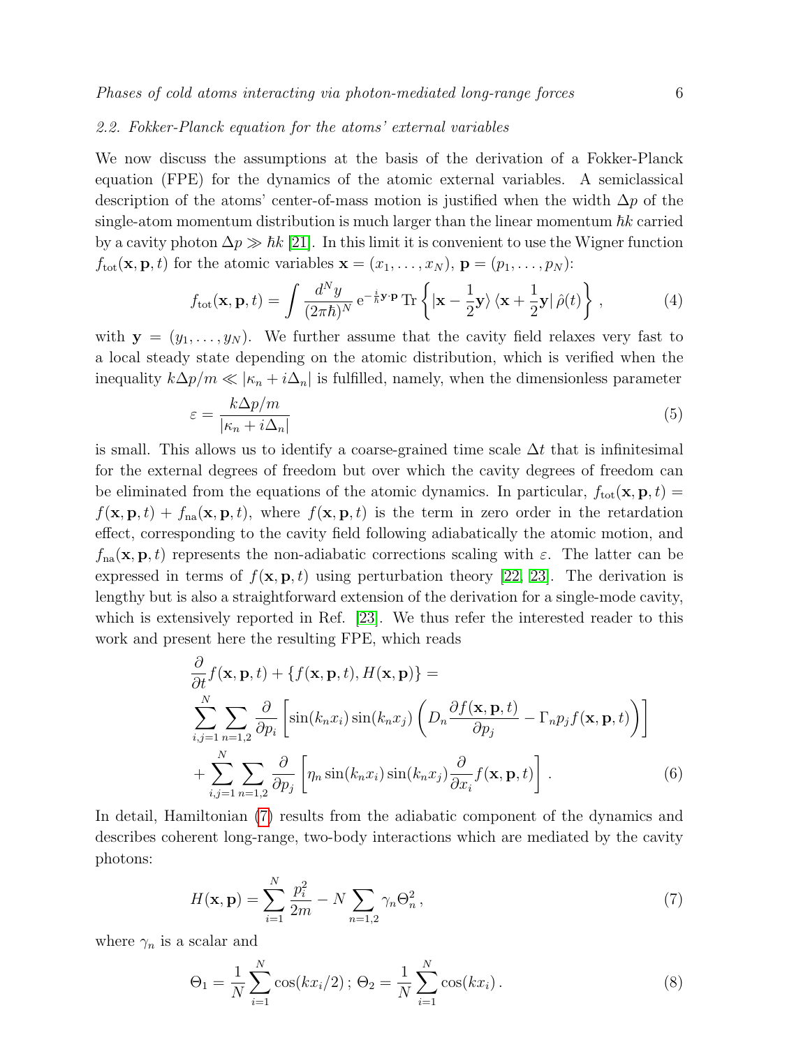### 2.2. Fokker-Planck equation for the atoms' external variables

We now discuss the assumptions at the basis of the derivation of a Fokker-Planck equation (FPE) for the dynamics of the atomic external variables. A semiclassical description of the atoms' center-of-mass motion is justified when the width $\Delta p$ of the single-atom momentum distribution is much larger than the linear momentum $\hbar k$ carried by a cavity photon $\Delta p \gg \hbar k$ [21]. In this limit it is convenient to use the Wigner function $f_{\rm tot}(\mathbf{x}, \mathbf{p}, t)$ for the atomic variables $\mathbf{x} = (x_1, \ldots, x_N)$, $\mathbf{p} = (p_1, \ldots, p_N)$:

$$f_{\rm tot}(\mathbf{x}, \mathbf{p}, t) = \int \frac{d^N y}{(2\pi\hbar)^N} \, \mathrm{e}^{-\frac{i}{\hbar}\mathbf{y}\cdot\mathbf{p}} \, \mathrm{Tr}\left\{ |\mathbf{x} - \frac{1}{2}\mathbf{y}\rangle \langle \mathbf{x} + \frac{1}{2}\mathbf{y}| \, \hat{\rho}(t) \right\} , \tag{4}$$

with $\mathbf{y} = (y_1, \ldots, y_N)$. We further assume that the cavity field relaxes very fast to a local steady state depending on the atomic distribution, which is verified when the inequality $k\Delta p/m \ll |\kappa_n + i\Delta_n|$ is fulfilled, namely, when the dimensionless parameter

$$\varepsilon = \frac{k\Delta p/m}{|\kappa_n + i\Delta_n|} \tag{5}$$

is small. This allows us to identify a coarse-grained time scale $\Delta t$ that is infinitesimal for the external degrees of freedom but over which the cavity degrees of freedom can be eliminated from the equations of the atomic dynamics. In particular, $f_{\rm tot}(\mathbf{x}, \mathbf{p}, t) = f(\mathbf{x}, \mathbf{p}, t) + f_{\rm na}(\mathbf{x}, \mathbf{p}, t)$, where $f(\mathbf{x}, \mathbf{p}, t)$ is the term in zero order in the retardation effect, corresponding to the cavity field following adiabatically the atomic motion, and $f_{\rm na}(\mathbf{x}, \mathbf{p}, t)$ represents the non-adiabatic corrections scaling with $\varepsilon$. The latter can be expressed in terms of $f(\mathbf{x}, \mathbf{p}, t)$ using perturbation theory [22, 23]. The derivation is lengthy but is also a straightforward extension of the derivation for a single-mode cavity, which is extensively reported in Ref. [23]. We thus refer the interested reader to this work and present here the resulting FPE, which reads

$$\begin{aligned}
&\frac{\partial}{\partial t} f(\mathbf{x}, \mathbf{p}, t) + \{f(\mathbf{x}, \mathbf{p}, t), H(\mathbf{x}, \mathbf{p})\} = \\
&\sum_{i,j=1}^{N} \sum_{n=1,2} \frac{\partial}{\partial p_i} \left[ \sin(k_n x_i) \sin(k_n x_j) \left( D_n \frac{\partial f(\mathbf{x}, \mathbf{p}, t)}{\partial p_j} - \Gamma_n p_j f(\mathbf{x}, \mathbf{p}, t) \right) \right] \\
&+ \sum_{i,j=1}^{N} \sum_{n=1,2} \frac{\partial}{\partial p_j} \left[ \eta_n \sin(k_n x_i) \sin(k_n x_j) \frac{\partial}{\partial x_i} f(\mathbf{x}, \mathbf{p}, t) \right] .
\end{aligned} \tag{6}$$

In detail, Hamiltonian (7) results from the adiabatic component of the dynamics and describes coherent long-range, two-body interactions which are mediated by the cavity photons:

$$H(\mathbf{x}, \mathbf{p}) = \sum_{i=1}^{N} \frac{p_i^2}{2m} - N \sum_{n=1,2} \gamma_n \Theta_n^2 , \tag{7}$$

where $\gamma_n$ is a scalar and

$$\Theta_1 = \frac{1}{N} \sum_{i=1}^{N} \cos(kx_i/2) \, ; \; \Theta_2 = \frac{1}{N} \sum_{i=1}^{N} \cos(kx_i) \, . \tag{8}$$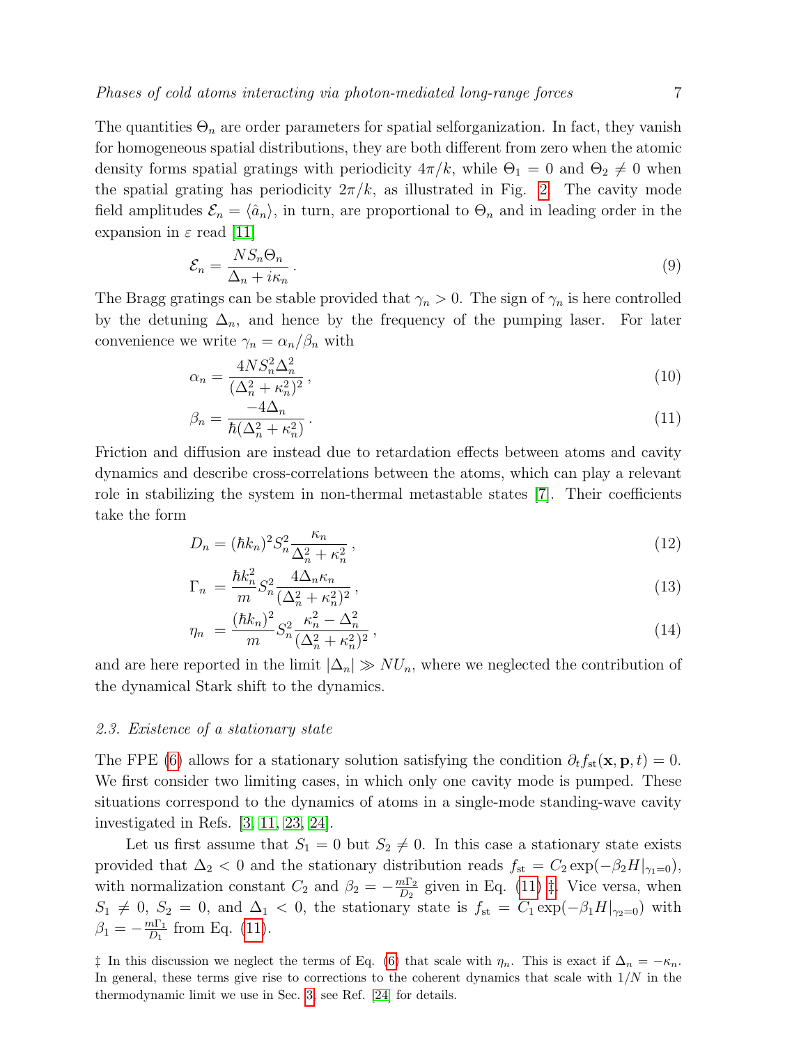The quantities $\Theta_n$ are order parameters for spatial selforganization. In fact, they vanish for homogeneous spatial distributions, they are both different from zero when the atomic density forms spatial gratings with periodicity $4\pi/k$, while $\Theta_1 = 0$ and $\Theta_2 \neq 0$ when the spatial grating has periodicity $2\pi/k$, as illustrated in Fig. 2. The cavity mode field amplitudes $\mathcal{E}_n = \langle \hat{a}_n \rangle$, in turn, are proportional to $\Theta_n$ and in leading order in the expansion in $\varepsilon$ read [11]

$$\mathcal{E}_n = \frac{N S_n \Theta_n}{\Delta_n + i\kappa_n} \, . \tag{9}$$

The Bragg gratings can be stable provided that $\gamma_n > 0$. The sign of $\gamma_n$ is here controlled by the detuning $\Delta_n$, and hence by the frequency of the pumping laser. For later convenience we write $\gamma_n = \alpha_n/\beta_n$ with

$$\alpha_n = \frac{4NS_n^2\Delta_n^2}{(\Delta_n^2 + \kappa_n^2)^2} \, , \tag{10}$$

$$\beta_n = \frac{-4\Delta_n}{\hbar(\Delta_n^2 + \kappa_n^2)} \, . \tag{11}$$

Friction and diffusion are instead due to retardation effects between atoms and cavity dynamics and describe cross-correlations between the atoms, which can play a relevant role in stabilizing the system in non-thermal metastable states [7]. Their coefficients take the form

$$D_n = (\hbar k_n)^2 S_n^2 \frac{\kappa_n}{\Delta_n^2 + \kappa_n^2} \, , \tag{12}$$

$$\Gamma_n = \frac{\hbar k_n^2}{m} S_n^2 \frac{4\Delta_n \kappa_n}{(\Delta_n^2 + \kappa_n^2)^2} \, , \tag{13}$$

$$\eta_n = \frac{(\hbar k_n)^2}{m} S_n^2 \frac{\kappa_n^2 - \Delta_n^2}{(\Delta_n^2 + \kappa_n^2)^2} \, , \tag{14}$$

and are here reported in the limit $|\Delta_n| \gg NU_n$, where we neglected the contribution of the dynamical Stark shift to the dynamics.

### 2.3. Existence of a stationary state

The FPE (6) allows for a stationary solution satisfying the condition $\partial_t f_{\rm st}(\mathbf{x}, \mathbf{p}, t) = 0$. We first consider two limiting cases, in which only one cavity mode is pumped. These situations correspond to the dynamics of atoms in a single-mode standing-wave cavity investigated in Refs. [3, 11, 23, 24].

Let us first assume that $S_1 = 0$ but $S_2 \neq 0$. In this case a stationary state exists provided that $\Delta_2 < 0$ and the stationary distribution reads $f_{\rm st} = C_2 \exp(-\beta_2 H|_{\gamma_1=0})$, with normalization constant $C_2$ and $\beta_2 = -\frac{m\Gamma_2}{D_2}$ given in Eq. (11) ‡. Vice versa, when $S_1 \neq 0$, $S_2 = 0$, and $\Delta_1 < 0$, the stationary state is $f_{\rm st} = C_1 \exp(-\beta_1 H|_{\gamma_2=0})$ with $\beta_1 = -\frac{m\Gamma_1}{D_1}$ from Eq. (11).

‡ In this discussion we neglect the terms of Eq. (6) that scale with $\eta_n$. This is exact if $\Delta_n = -\kappa_n$. In general, these terms give rise to corrections to the coherent dynamics that scale with $1/N$ in the thermodynamic limit we use in Sec. 3, see Ref. [24] for details.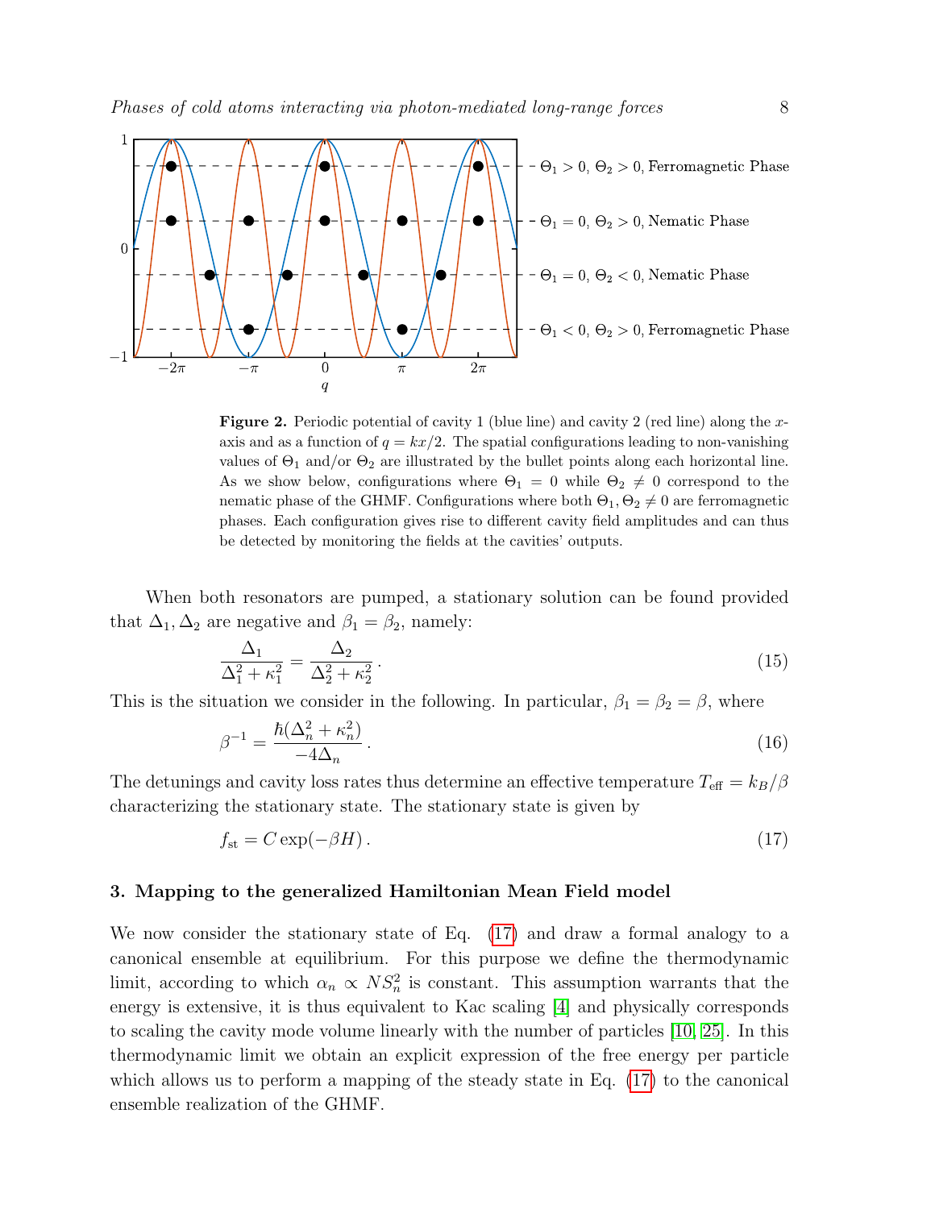**Figure 2.** Periodic potential of cavity 1 (blue line) and cavity 2 (red line) along the $x$-axis and as a function of $q = kx/2$. The spatial configurations leading to non-vanishing values of $\Theta_1$ and/or $\Theta_2$ are illustrated by the bullet points along each horizontal line. As we show below, configurations where $\Theta_1 = 0$ while $\Theta_2 \neq 0$ correspond to the nematic phase of the GHMF. Configurations where both $\Theta_1, \Theta_2 \neq 0$ are ferromagnetic phases. Each configuration gives rise to different cavity field amplitudes and can thus be detected by monitoring the fields at the cavities' outputs.

When both resonators are pumped, a stationary solution can be found provided that $\Delta_1, \Delta_2$ are negative and $\beta_1 = \beta_2$, namely:

$$\frac{\Delta_1}{\Delta_1^2 + \kappa_1^2} = \frac{\Delta_2}{\Delta_2^2 + \kappa_2^2} \,. \tag{15}$$

This is the situation we consider in the following. In particular, $\beta_1 = \beta_2 = \beta$, where

$$\beta^{-1} = \frac{\hbar(\Delta_n^2 + \kappa_n^2)}{-4\Delta_n} \,. \tag{16}$$

The detunings and cavity loss rates thus determine an effective temperature $T_{\text{eff}} = k_B/\beta$ characterizing the stationary state. The stationary state is given by

$$f_{\text{st}} = C \exp(-\beta H) \,. \tag{17}$$

## 3. Mapping to the generalized Hamiltonian Mean Field model

We now consider the stationary state of Eq. (17) and draw a formal analogy to a canonical ensemble at equilibrium. For this purpose we define the thermodynamic limit, according to which $\alpha_n \propto N S_n^2$ is constant. This assumption warrants that the energy is extensive, it is thus equivalent to Kac scaling [4] and physically corresponds to scaling the cavity mode volume linearly with the number of particles [10, 25]. In this thermodynamic limit we obtain an explicit expression of the free energy per particle which allows us to perform a mapping of the steady state in Eq. (17) to the canonical ensemble realization of the GHMF.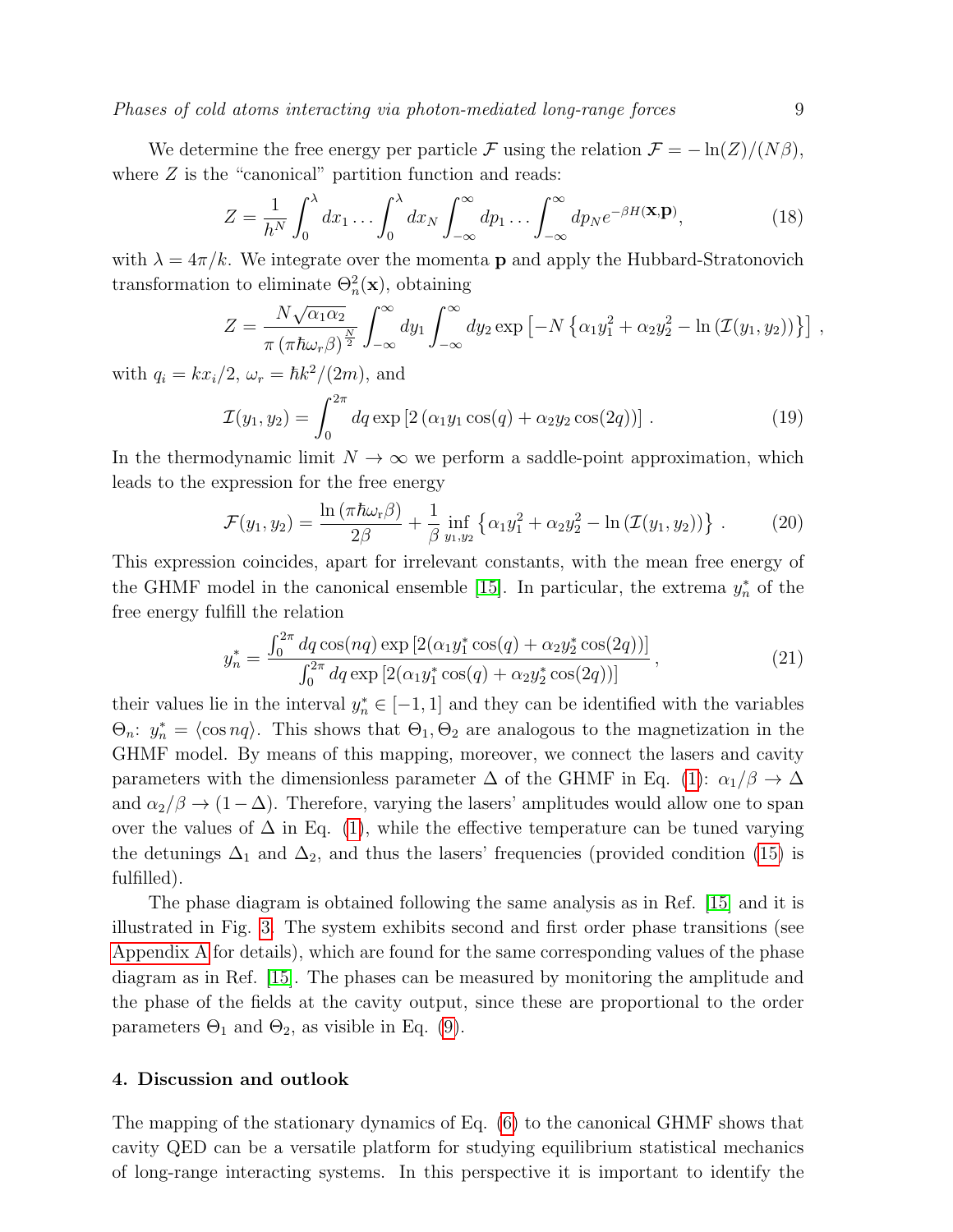We determine the free energy per particle $\mathcal{F}$ using the relation $\mathcal{F} = -\ln(Z)/(N\beta)$, where $Z$ is the "canonical" partition function and reads:

$$Z = \frac{1}{h^N} \int_0^\lambda dx_1 \ldots \int_0^\lambda dx_N \int_{-\infty}^{\infty} dp_1 \ldots \int_{-\infty}^{\infty} dp_N e^{-\beta H(\mathbf{x},\mathbf{p})}, \tag{18}$$

with $\lambda = 4\pi/k$. We integrate over the momenta $\mathbf{p}$ and apply the Hubbard-Stratonovich transformation to eliminate $\Theta_n^2(\mathbf{x})$, obtaining

$$Z = \frac{N\sqrt{\alpha_1\alpha_2}}{\pi\left(\pi\hbar\omega_r\beta\right)^{\frac{N}{2}}} \int_{-\infty}^{\infty} dy_1 \int_{-\infty}^{\infty} dy_2 \exp\left[-N\left\{\alpha_1 y_1^2 + \alpha_2 y_2^2 - \ln\left(\mathcal{I}(y_1,y_2)\right)\right\}\right] ,$$

with $q_i = kx_i/2$, $\omega_r = \hbar k^2/(2m)$, and

$$\mathcal{I}(y_1,y_2) = \int_0^{2\pi} dq \exp\left[2\left(\alpha_1 y_1 \cos(q) + \alpha_2 y_2 \cos(2q)\right)\right] . \tag{19}$$

In the thermodynamic limit $N \to \infty$ we perform a saddle-point approximation, which leads to the expression for the free energy

$$\mathcal{F}(y_1,y_2) = \frac{\ln\left(\pi\hbar\omega_r\beta\right)}{2\beta} + \frac{1}{\beta}\inf_{y_1,y_2}\left\{\alpha_1 y_1^2 + \alpha_2 y_2^2 - \ln\left(\mathcal{I}(y_1,y_2)\right)\right\} . \tag{20}$$

This expression coincides, apart for irrelevant constants, with the mean free energy of the GHMF model in the canonical ensemble [15]. In particular, the extrema $y_n^*$ of the free energy fulfill the relation

$$y_n^* = \frac{\int_0^{2\pi} dq \cos(nq) \exp\left[2(\alpha_1 y_1^* \cos(q) + \alpha_2 y_2^* \cos(2q))\right]}{\int_0^{2\pi} dq \exp\left[2(\alpha_1 y_1^* \cos(q) + \alpha_2 y_2^* \cos(2q))\right]} , \tag{21}$$

their values lie in the interval $y_n^* \in [-1,1]$ and they can be identified with the variables $\Theta_n$: $y_n^* = \langle \cos nq \rangle$. This shows that $\Theta_1, \Theta_2$ are analogous to the magnetization in the GHMF model. By means of this mapping, moreover, we connect the lasers and cavity parameters with the dimensionless parameter $\Delta$ of the GHMF in Eq. (1): $\alpha_1/\beta \to \Delta$ and $\alpha_2/\beta \to (1-\Delta)$. Therefore, varying the lasers' amplitudes would allow one to span over the values of $\Delta$ in Eq. (1), while the effective temperature can be tuned varying the detunings $\Delta_1$ and $\Delta_2$, and thus the lasers' frequencies (provided condition (15) is fulfilled).

The phase diagram is obtained following the same analysis as in Ref. [15] and it is illustrated in Fig. 3. The system exhibits second and first order phase transitions (see Appendix A for details), which are found for the same corresponding values of the phase diagram as in Ref. [15]. The phases can be measured by monitoring the amplitude and the phase of the fields at the cavity output, since these are proportional to the order parameters $\Theta_1$ and $\Theta_2$, as visible in Eq. (9).

## 4. Discussion and outlook

The mapping of the stationary dynamics of Eq. (6) to the canonical GHMF shows that cavity QED can be a versatile platform for studying equilibrium statistical mechanics of long-range interacting systems. In this perspective it is important to identify the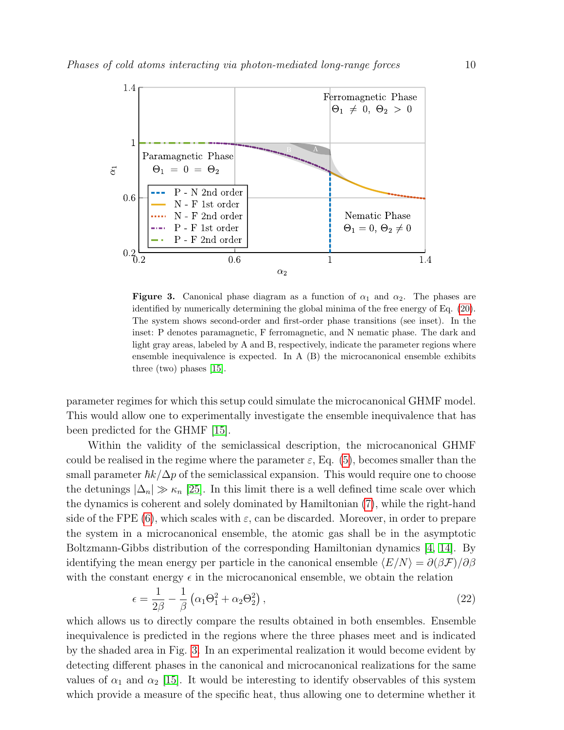**Figure 3.** Canonical phase diagram as a function of $\alpha_1$ and $\alpha_2$. The phases are identified by numerically determining the global minima of the free energy of Eq. (20). The system shows second-order and first-order phase transitions (see inset). In the inset: P denotes paramagnetic, F ferromagnetic, and N nematic phase. The dark and light gray areas, labeled by A and B, respectively, indicate the parameter regions where ensemble inequivalence is expected. In A (B) the microcanonical ensemble exhibits three (two) phases [15].

parameter regimes for which this setup could simulate the microcanonical GHMF model. This would allow one to experimentally investigate the ensemble inequivalence that has been predicted for the GHMF [15].

Within the validity of the semiclassical description, the microcanonical GHMF could be realised in the regime where the parameter $\varepsilon$, Eq. (5), becomes smaller than the small parameter $\hbar k/\Delta p$ of the semiclassical expansion. This would require one to choose the detunings $|\Delta_n| \gg \kappa_n$ [25]. In this limit there is a well defined time scale over which the dynamics is coherent and solely dominated by Hamiltonian (7), while the right-hand side of the FPE (6), which scales with $\varepsilon$, can be discarded. Moreover, in order to prepare the system in a microcanonical ensemble, the atomic gas shall be in the asymptotic Boltzmann-Gibbs distribution of the corresponding Hamiltonian dynamics [4, 14]. By identifying the mean energy per particle in the canonical ensemble $\langle E/N \rangle = \partial(\beta\mathcal{F})/\partial\beta$ with the constant energy $\epsilon$ in the microcanonical ensemble, we obtain the relation

$$\epsilon = \frac{1}{2\beta} - \frac{1}{\beta}\left(\alpha_1\Theta_1^2 + \alpha_2\Theta_2^2\right), \tag{22}$$

which allows us to directly compare the results obtained in both ensembles. Ensemble inequivalence is predicted in the regions where the three phases meet and is indicated by the shaded area in Fig. 3. In an experimental realization it would become evident by detecting different phases in the canonical and microcanonical realizations for the same values of $\alpha_1$ and $\alpha_2$ [15]. It would be interesting to identify observables of this system which provide a measure of the specific heat, thus allowing one to determine whether it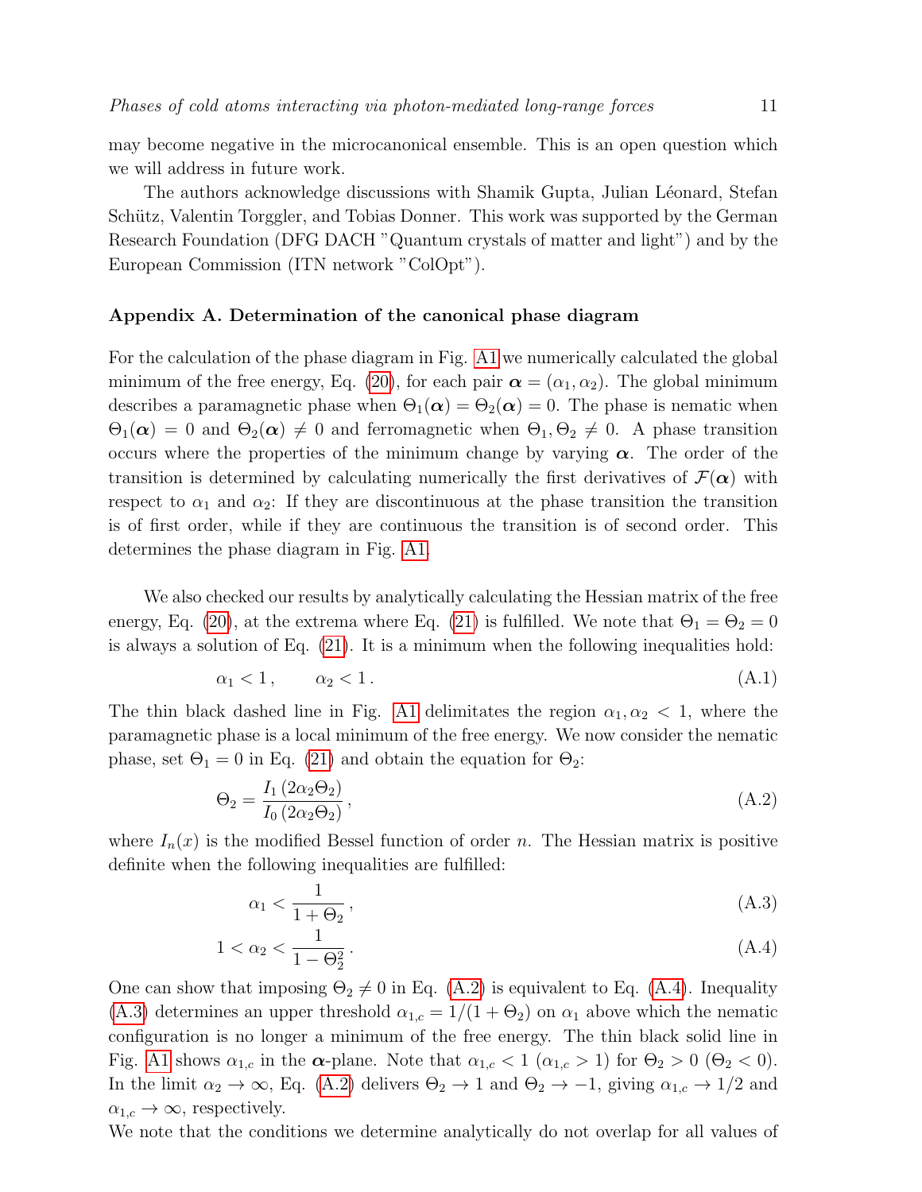may become negative in the microcanonical ensemble. This is an open question which we will address in future work.

The authors acknowledge discussions with Shamik Gupta, Julian Léonard, Stefan Schütz, Valentin Torggler, and Tobias Donner. This work was supported by the German Research Foundation (DFG DACH "Quantum crystals of matter and light") and by the European Commission (ITN network "ColOpt").

## Appendix A. Determination of the canonical phase diagram

For the calculation of the phase diagram in Fig. A1 we numerically calculated the global minimum of the free energy, Eq. (20), for each pair $\boldsymbol{\alpha} = (\alpha_1, \alpha_2)$. The global minimum describes a paramagnetic phase when $\Theta_1(\boldsymbol{\alpha}) = \Theta_2(\boldsymbol{\alpha}) = 0$. The phase is nematic when $\Theta_1(\boldsymbol{\alpha}) = 0$ and $\Theta_2(\boldsymbol{\alpha}) \neq 0$ and ferromagnetic when $\Theta_1, \Theta_2 \neq 0$. A phase transition occurs where the properties of the minimum change by varying $\boldsymbol{\alpha}$. The order of the transition is determined by calculating numerically the first derivatives of $\mathcal{F}(\boldsymbol{\alpha})$ with respect to $\alpha_1$ and $\alpha_2$: If they are discontinuous at the phase transition the transition is of first order, while if they are continuous the transition is of second order. This determines the phase diagram in Fig. A1.

We also checked our results by analytically calculating the Hessian matrix of the free energy, Eq. (20), at the extrema where Eq. (21) is fulfilled. We note that $\Theta_1 = \Theta_2 = 0$ is always a solution of Eq. (21). It is a minimum when the following inequalities hold:

$$\alpha_1 < 1\,, \qquad \alpha_2 < 1\,. \tag{A.1}$$

The thin black dashed line in Fig. A1 delimitates the region $\alpha_1, \alpha_2 < 1$, where the paramagnetic phase is a local minimum of the free energy. We now consider the nematic phase, set $\Theta_1 = 0$ in Eq. (21) and obtain the equation for $\Theta_2$:

$$\Theta_2 = \frac{I_1\left(2\alpha_2\Theta_2\right)}{I_0\left(2\alpha_2\Theta_2\right)}\,, \tag{A.2}$$

where $I_n(x)$ is the modified Bessel function of order $n$. The Hessian matrix is positive definite when the following inequalities are fulfilled:

$$\alpha_1 < \frac{1}{1+\Theta_2}\,, \tag{A.3}$$

$$1 < \alpha_2 < \frac{1}{1-\Theta_2^2}\,. \tag{A.4}$$

One can show that imposing $\Theta_2 \neq 0$ in Eq. (A.2) is equivalent to Eq. (A.4). Inequality (A.3) determines an upper threshold $\alpha_{1,c} = 1/(1+\Theta_2)$ on $\alpha_1$ above which the nematic configuration is no longer a minimum of the free energy. The thin black solid line in Fig. A1 shows $\alpha_{1,c}$ in the $\boldsymbol{\alpha}$-plane. Note that $\alpha_{1,c} < 1$ ($\alpha_{1,c} > 1$) for $\Theta_2 > 0$ ($\Theta_2 < 0$). In the limit $\alpha_2 \to \infty$, Eq. (A.2) delivers $\Theta_2 \to 1$ and $\Theta_2 \to -1$, giving $\alpha_{1,c} \to 1/2$ and $\alpha_{1,c} \to \infty$, respectively.

We note that the conditions we determine analytically do not overlap for all values of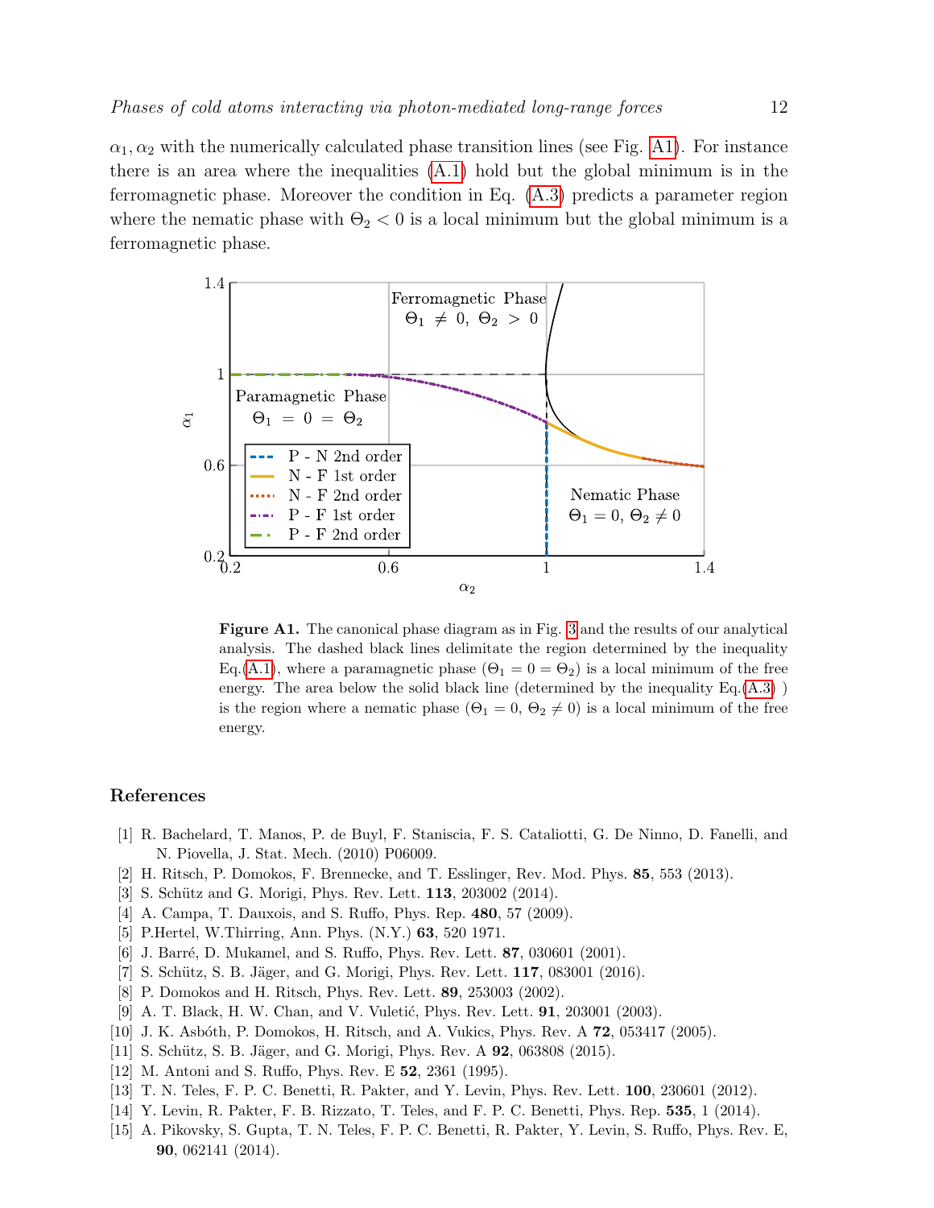$\alpha_1, \alpha_2$ with the numerically calculated phase transition lines (see Fig. A1). For instance there is an area where the inequalities (A.1) hold but the global minimum is in the ferromagnetic phase. Moreover the condition in Eq. (A.3) predicts a parameter region where the nematic phase with $\Theta_2 < 0$ is a local minimum but the global minimum is a ferromagnetic phase.

**Figure A1.** The canonical phase diagram as in Fig. 3 and the results of our analytical analysis. The dashed black lines delimitate the region determined by the inequality Eq.(A.1), where a paramagnetic phase ($\Theta_1 = 0 = \Theta_2$) is a local minimum of the free energy. The area below the solid black line (determined by the inequality Eq.(A.3) ) is the region where a nematic phase ($\Theta_1 = 0$, $\Theta_2 \neq 0$) is a local minimum of the free energy.

## References

[1] R. Bachelard, T. Manos, P. de Buyl, F. Staniscia, F. S. Cataliotti, G. De Ninno, D. Fanelli, and N. Piovella, J. Stat. Mech. (2010) P06009.
[2] H. Ritsch, P. Domokos, F. Brennecke, and T. Esslinger, Rev. Mod. Phys. **85**, 553 (2013).
[3] S. Schütz and G. Morigi, Phys. Rev. Lett. **113**, 203002 (2014).
[4] A. Campa, T. Dauxois, and S. Ruffo, Phys. Rep. **480**, 57 (2009).
[5] P.Hertel, W.Thirring, Ann. Phys. (N.Y.) **63**, 520 1971.
[6] J. Barré, D. Mukamel, and S. Ruffo, Phys. Rev. Lett. **87**, 030601 (2001).
[7] S. Schütz, S. B. Jäger, and G. Morigi, Phys. Rev. Lett. **117**, 083001 (2016).
[8] P. Domokos and H. Ritsch, Phys. Rev. Lett. **89**, 253003 (2002).
[9] A. T. Black, H. W. Chan, and V. Vuletić, Phys. Rev. Lett. **91**, 203001 (2003).
[10] J. K. Asbóth, P. Domokos, H. Ritsch, and A. Vukics, Phys. Rev. A **72**, 053417 (2005).
[11] S. Schütz, S. B. Jäger, and G. Morigi, Phys. Rev. A **92**, 063808 (2015).
[12] M. Antoni and S. Ruffo, Phys. Rev. E **52**, 2361 (1995).
[13] T. N. Teles, F. P. C. Benetti, R. Pakter, and Y. Levin, Phys. Rev. Lett. **100**, 230601 (2012).
[14] Y. Levin, R. Pakter, F. B. Rizzato, T. Teles, and F. P. C. Benetti, Phys. Rep. **535**, 1 (2014).
[15] A. Pikovsky, S. Gupta, T. N. Teles, F. P. C. Benetti, R. Pakter, Y. Levin, S. Ruffo, Phys. Rev. E, **90**, 062141 (2014).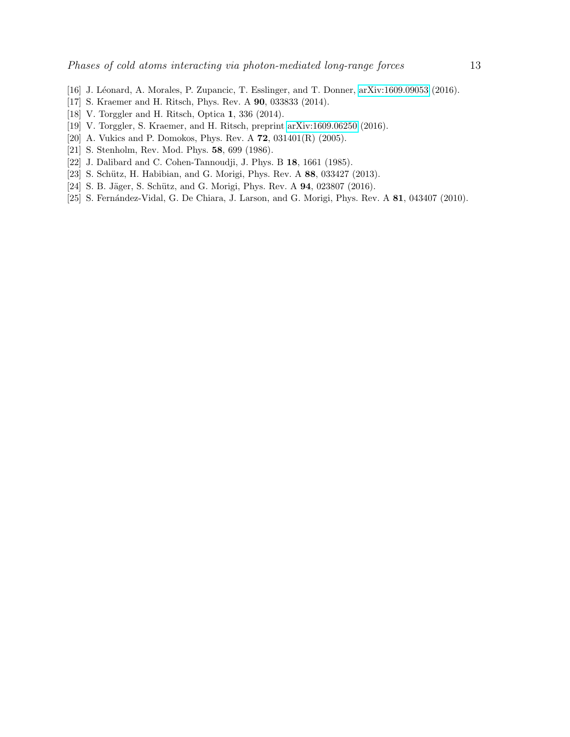[16] J. Léonard, A. Morales, P. Zupancic, T. Esslinger, and T. Donner, arXiv:1609.09053 (2016).
[17] S. Kraemer and H. Ritsch, Phys. Rev. A **90**, 033833 (2014).
[18] V. Torggler and H. Ritsch, Optica **1**, 336 (2014).
[19] V. Torggler, S. Kraemer, and H. Ritsch, preprint arXiv:1609.06250 (2016).
[20] A. Vukics and P. Domokos, Phys. Rev. A **72**, 031401(R) (2005).
[21] S. Stenholm, Rev. Mod. Phys. **58**, 699 (1986).
[22] J. Dalibard and C. Cohen-Tannoudji, J. Phys. B **18**, 1661 (1985).
[23] S. Schütz, H. Habibian, and G. Morigi, Phys. Rev. A **88**, 033427 (2013).
[24] S. B. Jäger, S. Schütz, and G. Morigi, Phys. Rev. A **94**, 023807 (2016).
[25] S. Fernández-Vidal, G. De Chiara, J. Larson, and G. Morigi, Phys. Rev. A **81**, 043407 (2010).